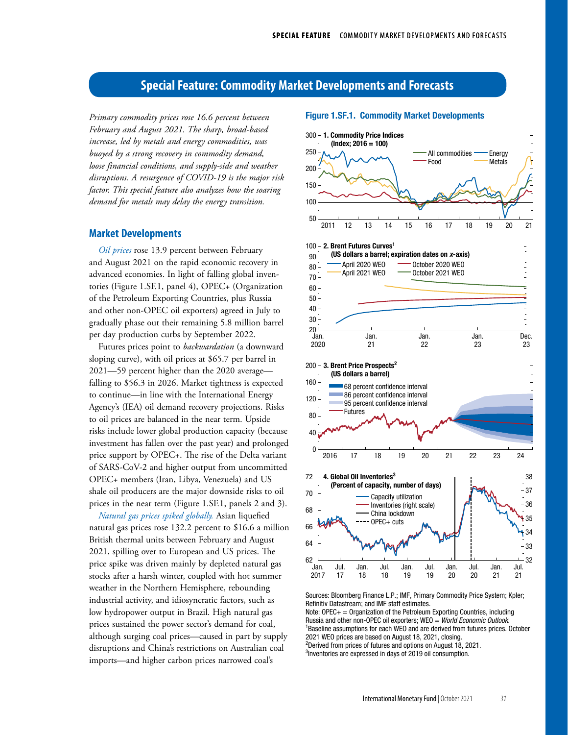# Special Feature: Commodity Market Developments and Forecasts

*Primary commodity prices rose 16.6 percent between February and August 2021. The sharp, broad-based increase, led by metals and energy commodities, was buoyed by a strong recovery in commodity demand, loose financial conditions, and supply-side and weather disruptions. A resurgence of COVID-19 is the major risk factor. This special feature also analyzes how the soaring demand for metals may delay the energy transition.*

## Market Developments

*Oil prices* rose 13.9 percent between February and August 2021 on the rapid economic recovery in advanced economies. In light of falling global inventories (Figure 1.SF.1, panel 4), OPEC+ (Organization of the Petroleum Exporting Countries, plus Russia and other non-OPEC oil exporters) agreed in July to gradually phase out their remaining 5.8 million barrel per day production curbs by September 2022.

Futures prices point to *backwardation* (a downward sloping curve), with oil prices at $65.7 per barrel in 2021—59 percent higher than the 2020 average—falling to $56.3 in 2026. Market tightness is expected to continue—in line with the International Energy Agency's (IEA) oil demand recovery projections. Risks to oil prices are balanced in the near term. Upside risks include lower global production capacity (because investment has fallen over the past year) and prolonged price support by OPEC+. The rise of the Delta variant of SARS-CoV-2 and higher output from uncommitted OPEC+ members (Iran, Libya, Venezuela) and US shale oil producers are the major downside risks to oil prices in the near term (Figure 1.SF.1, panels 2 and 3).

*Natural gas prices spiked globally.* Asian liquefied natural gas prices rose 132.2 percent to $16.6 a million British thermal units between February and August 2021, spilling over to European and US prices. The price spike was driven mainly by depleted natural gas stocks after a harsh winter, coupled with hot summer weather in the Northern Hemisphere, rebounding industrial activity, and idiosyncratic factors, such as low hydropower output in Brazil. High natural gas prices sustained the power sector's demand for coal, although surging coal prices—caused in part by supply disruptions and China's restrictions on Australian coal imports—and higher carbon prices narrowed coal's

**Figure 1.SF.1. Commodity Market Developments**

1. Commodity Price Indices (Index; 2016 = 100)

2. Brent Futures Curves[1] (US dollars a barrel; expiration dates on *x*-axis)

3. Brent Price Prospects[2] (US dollars a barrel)

4. Global Oil Inventories[3] (Percent of capacity, number of days)

Sources: Bloomberg Finance L.P.; IMF, Primary Commodity Price System; Kpler; Refinitiv Datastream; and IMF staff estimates.
Note: OPEC+ = Organization of the Petroleum Exporting Countries, including Russia and other non-OPEC oil exporters; WEO = *World Economic Outlook*.
[1]Baseline assumptions for each WEO and are derived from futures prices. October 2021 WEO prices are based on August 18, 2021, closing.
[2]Derived from prices of futures and options on August 18, 2021.
[3]Inventories are expressed in days of 2019 oil consumption.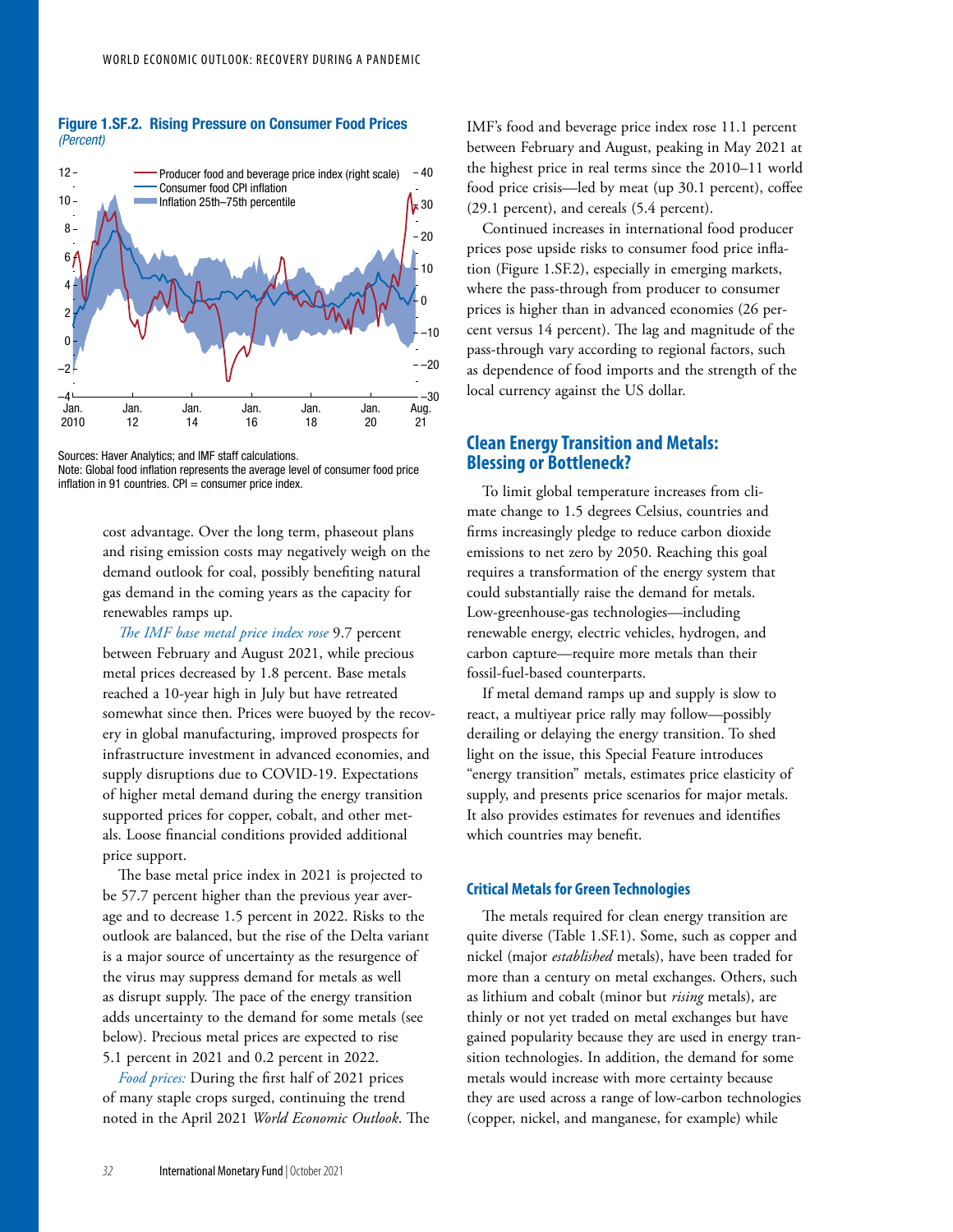**Figure 1.SF.2. Rising Pressure on Consumer Food Prices**
*(Percent)*

Sources: Haver Analytics; and IMF staff calculations.
Note: Global food inflation represents the average level of consumer food price inflation in 91 countries. CPI = consumer price index.

cost advantage. Over the long term, phaseout plans and rising emission costs may negatively weigh on the demand outlook for coal, possibly benefiting natural gas demand in the coming years as the capacity for renewables ramps up.

*The IMF base metal price index rose* 9.7 percent between February and August 2021, while precious metal prices decreased by 1.8 percent. Base metals reached a 10-year high in July but have retreated somewhat since then. Prices were buoyed by the recovery in global manufacturing, improved prospects for infrastructure investment in advanced economies, and supply disruptions due to COVID-19. Expectations of higher metal demand during the energy transition supported prices for copper, cobalt, and other metals. Loose financial conditions provided additional price support.

The base metal price index in 2021 is projected to be 57.7 percent higher than the previous year average and to decrease 1.5 percent in 2022. Risks to the outlook are balanced, but the rise of the Delta variant is a major source of uncertainty as the resurgence of the virus may suppress demand for metals as well as disrupt supply. The pace of the energy transition adds uncertainty to the demand for some metals (see below). Precious metal prices are expected to rise 5.1 percent in 2021 and 0.2 percent in 2022.

*Food prices:* During the first half of 2021 prices of many staple crops surged, continuing the trend noted in the April 2021 *World Economic Outlook*. The IMF's food and beverage price index rose 11.1 percent between February and August, peaking in May 2021 at the highest price in real terms since the 2010–11 world food price crisis—led by meat (up 30.1 percent), coffee (29.1 percent), and cereals (5.4 percent).

Continued increases in international food producer prices pose upside risks to consumer food price inflation (Figure 1.SF.2), especially in emerging markets, where the pass-through from producer to consumer prices is higher than in advanced economies (26 percent versus 14 percent). The lag and magnitude of the pass-through vary according to regional factors, such as dependence of food imports and the strength of the local currency against the US dollar.

## Clean Energy Transition and Metals: Blessing or Bottleneck?

To limit global temperature increases from climate change to 1.5 degrees Celsius, countries and firms increasingly pledge to reduce carbon dioxide emissions to net zero by 2050. Reaching this goal requires a transformation of the energy system that could substantially raise the demand for metals. Low-greenhouse-gas technologies—including renewable energy, electric vehicles, hydrogen, and carbon capture—require more metals than their fossil-fuel-based counterparts.

If metal demand ramps up and supply is slow to react, a multiyear price rally may follow—possibly derailing or delaying the energy transition. To shed light on the issue, this Special Feature introduces "energy transition" metals, estimates price elasticity of supply, and presents price scenarios for major metals. It also provides estimates for revenues and identifies which countries may benefit.

### Critical Metals for Green Technologies

The metals required for clean energy transition are quite diverse (Table 1.SF.1). Some, such as copper and nickel (major *established* metals), have been traded for more than a century on metal exchanges. Others, such as lithium and cobalt (minor but *rising* metals), are thinly or not yet traded on metal exchanges but have gained popularity because they are used in energy transition technologies. In addition, the demand for some metals would increase with more certainty because they are used across a range of low-carbon technologies (copper, nickel, and manganese, for example) while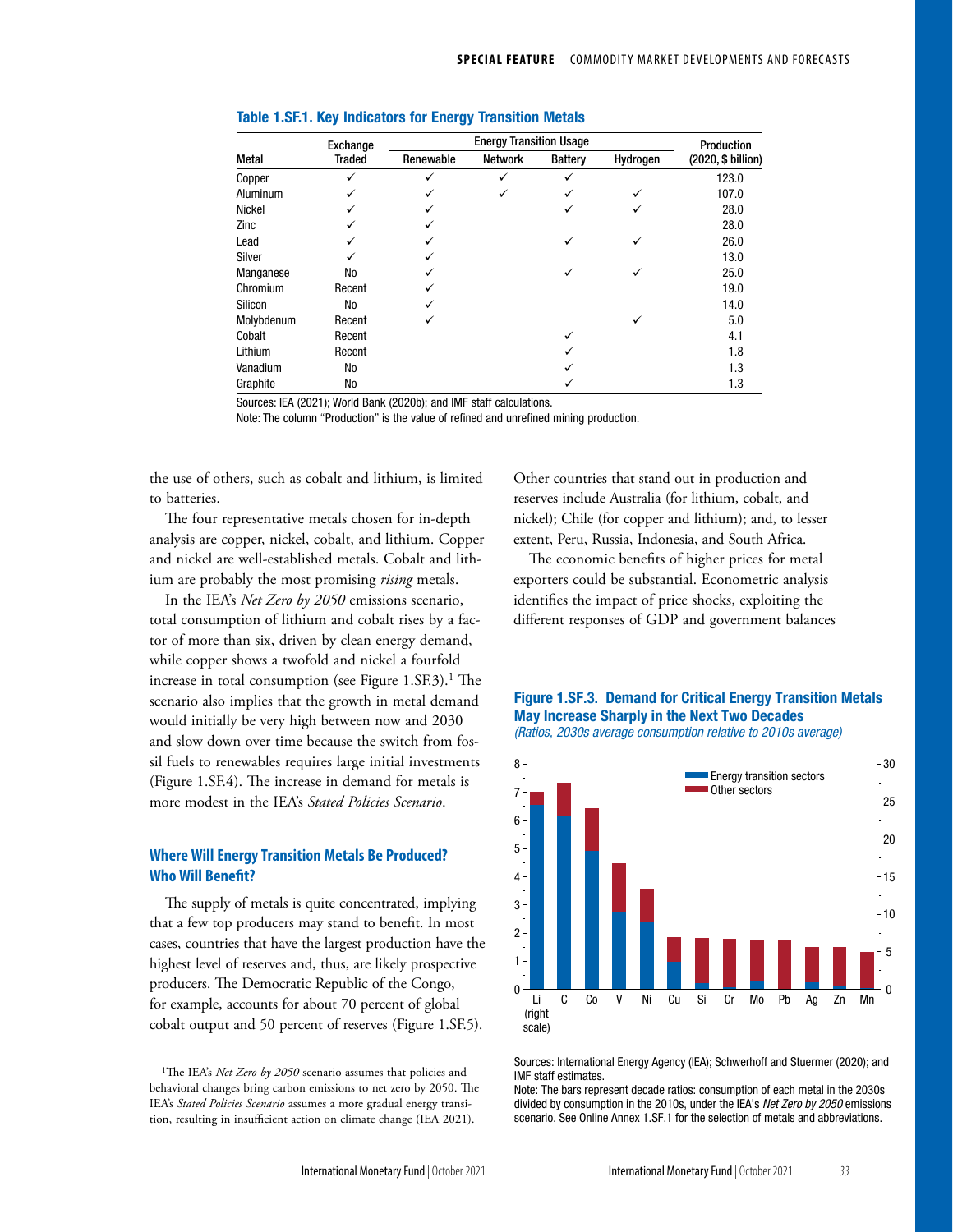**Table 1.SF.1. Key Indicators for Energy Transition Metals**

| Metal | Exchange Traded | Energy Transition Usage | | | | Production (2020, $ billion) |
|---|---|---|---|---|---|---|
| | | Renewable | Network | Battery | Hydrogen | |
| Copper | ✓ | ✓ | ✓ | ✓ | | 123.0 |
| Aluminum | ✓ | ✓ | ✓ | ✓ | ✓ | 107.0 |
| Nickel | ✓ | ✓ | | ✓ | ✓ | 28.0 |
| Zinc | ✓ | ✓ | | | | 28.0 |
| Lead | ✓ | ✓ | | ✓ | ✓ | 26.0 |
| Silver | ✓ | ✓ | | | | 13.0 |
| Manganese | No | ✓ | | ✓ | ✓ | 25.0 |
| Chromium | Recent | ✓ | | | | 19.0 |
| Silicon | No | ✓ | | | | 14.0 |
| Molybdenum | Recent | ✓ | | | ✓ | 5.0 |
| Cobalt | Recent | | | ✓ | | 4.1 |
| Lithium | Recent | | | ✓ | | 1.8 |
| Vanadium | No | | | ✓ | | 1.3 |
| Graphite | No | | | ✓ | | 1.3 |

Sources: IEA (2021); World Bank (2020b); and IMF staff calculations.
Note: The column "Production" is the value of refined and unrefined mining production.

the use of others, such as cobalt and lithium, is limited to batteries.

The four representative metals chosen for in-depth analysis are copper, nickel, cobalt, and lithium. Copper and nickel are well-established metals. Cobalt and lithium are probably the most promising *rising* metals.

In the IEA's *Net Zero by 2050* emissions scenario, total consumption of lithium and cobalt rises by a factor of more than six, driven by clean energy demand, while copper shows a twofold and nickel a fourfold increase in total consumption (see Figure 1.SF.3).[1] The scenario also implies that the growth in metal demand would initially be very high between now and 2030 and slow down over time because the switch from fossil fuels to renewables requires large initial investments (Figure 1.SF.4). The increase in demand for metals is more modest in the IEA's *Stated Policies Scenario*.

## Where Will Energy Transition Metals Be Produced? Who Will Benefit?

The supply of metals is quite concentrated, implying that a few top producers may stand to benefit. In most cases, countries that have the largest production have the highest level of reserves and, thus, are likely prospective producers. The Democratic Republic of the Congo, for example, accounts for about 70 percent of global cobalt output and 50 percent of reserves (Figure 1.SF.5). Other countries that stand out in production and reserves include Australia (for lithium, cobalt, and nickel); Chile (for copper and lithium); and, to lesser extent, Peru, Russia, Indonesia, and South Africa.

The economic benefits of higher prices for metal exporters could be substantial. Econometric analysis identifies the impact of price shocks, exploiting the different responses of GDP and government balances

**Figure 1.SF.3. Demand for Critical Energy Transition Metals May Increase Sharply in the Next Two Decades**
*(Ratios, 2030s average consumption relative to 2010s average)*

Sources: International Energy Agency (IEA); Schwerhoff and Stuermer (2020); and IMF staff estimates.
Note: The bars represent decade ratios: consumption of each metal in the 2030s divided by consumption in the 2010s, under the IEA's *Net Zero by 2050* emissions scenario. See Online Annex 1.SF.1 for the selection of metals and abbreviations.

[1]The IEA's *Net Zero by 2050* scenario assumes that policies and behavioral changes bring carbon emissions to net zero by 2050. The IEA's *Stated Policies Scenario* assumes a more gradual energy transition, resulting in insufficient action on climate change (IEA 2021).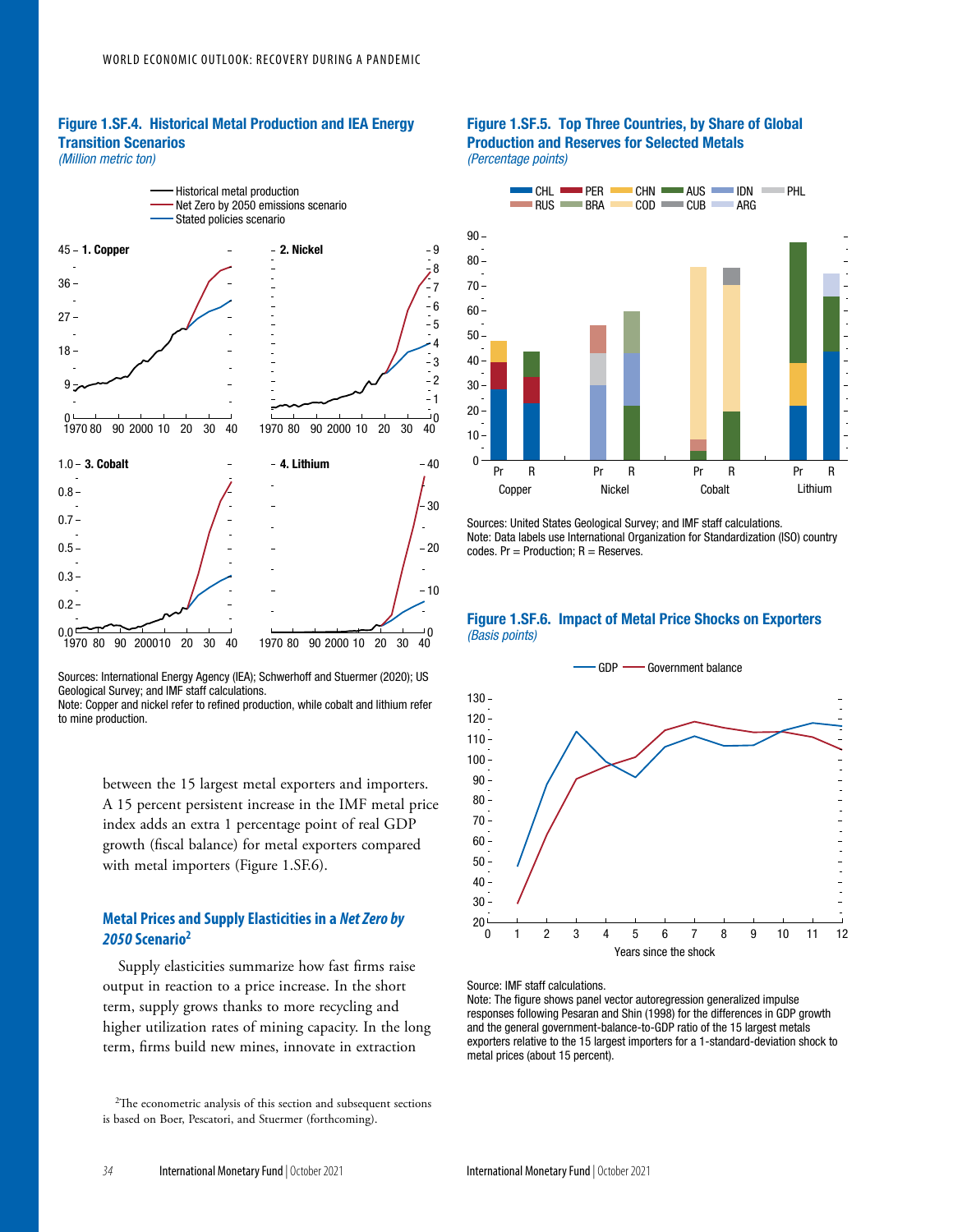## Figure 1.SF.4. Historical Metal Production and IEA Energy Transition Scenarios

*(Million metric ton)*

Sources: International Energy Agency (IEA); Schwerhoff and Stuermer (2020); US Geological Survey; and IMF staff calculations.
Note: Copper and nickel refer to refined production, while cobalt and lithium refer to mine production.

between the 15 largest metal exporters and importers. A 15 percent persistent increase in the IMF metal price index adds an extra 1 percentage point of real GDP growth (fiscal balance) for metal exporters compared with metal importers (Figure 1.SF.6).

### Metal Prices and Supply Elasticities in a *Net Zero by 2050* Scenario[2]

Supply elasticities summarize how fast firms raise output in reaction to a price increase. In the short term, supply grows thanks to more recycling and higher utilization rates of mining capacity. In the long term, firms build new mines, innovate in extraction

[2]The econometric analysis of this section and subsequent sections is based on Boer, Pescatori, and Stuermer (forthcoming).

## Figure 1.SF.5. Top Three Countries, by Share of Global Production and Reserves for Selected Metals

*(Percentage points)*

Sources: United States Geological Survey; and IMF staff calculations.
Note: Data labels use International Organization for Standardization (ISO) country codes. Pr = Production; R = Reserves.

## Figure 1.SF.6. Impact of Metal Price Shocks on Exporters

*(Basis points)*

Source: IMF staff calculations.
Note: The figure shows panel vector autoregression generalized impulse responses following Pesaran and Shin (1998) for the differences in GDP growth and the general government-balance-to-GDP ratio of the 15 largest metals exporters relative to the 15 largest importers for a 1-standard-deviation shock to metal prices (about 15 percent).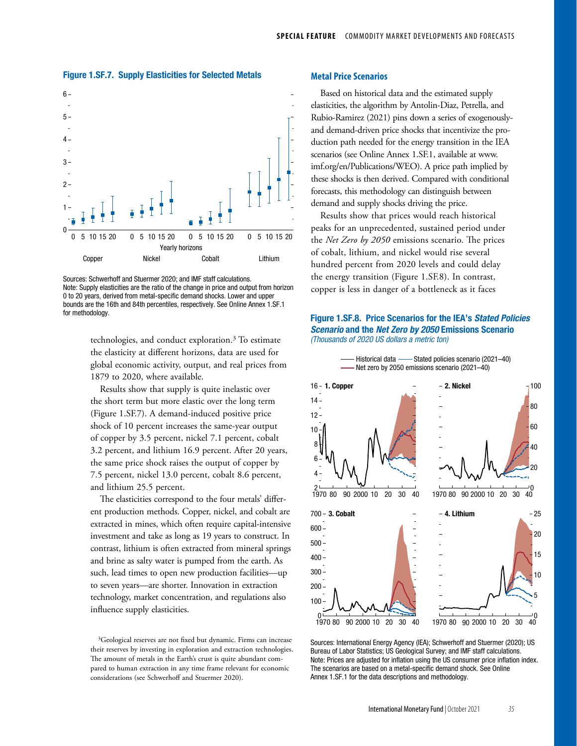**Figure 1.SF.7. Supply Elasticities for Selected Metals**

Sources: Schwerhoff and Stuermer 2020; and IMF staff calculations.
Note: Supply elasticities are the ratio of the change in price and output from horizon 0 to 20 years, derived from metal-specific demand shocks. Lower and upper bounds are the 16th and 84th percentiles, respectively. See Online Annex 1.SF.1 for methodology.

technologies, and conduct exploration.[3] To estimate the elasticity at different horizons, data are used for global economic activity, output, and real prices from 1879 to 2020, where available.

Results show that supply is quite inelastic over the short term but more elastic over the long term (Figure 1.SF.7). A demand-induced positive price shock of 10 percent increases the same-year output of copper by 3.5 percent, nickel 7.1 percent, cobalt 3.2 percent, and lithium 16.9 percent. After 20 years, the same price shock raises the output of copper by 7.5 percent, nickel 13.0 percent, cobalt 8.6 percent, and lithium 25.5 percent.

The elasticities correspond to the four metals' different production methods. Copper, nickel, and cobalt are extracted in mines, which often require capital-intensive investment and take as long as 19 years to construct. In contrast, lithium is often extracted from mineral springs and brine as salty water is pumped from the earth. As such, lead times to open new production facilities—up to seven years—are shorter. Innovation in extraction technology, market concentration, and regulations also influence supply elasticities.

[3]Geological reserves are not fixed but dynamic. Firms can increase their reserves by investing in exploration and extraction technologies. The amount of metals in the Earth's crust is quite abundant compared to human extraction in any time frame relevant for economic considerations (see Schwerhoff and Stuermer 2020).

### Metal Price Scenarios

Based on historical data and the estimated supply elasticities, the algorithm by Antolin-Diaz, Petrella, and Rubio-Ramirez (2021) pins down a series of exogenously- and demand-driven price shocks that incentivize the production path needed for the energy transition in the IEA scenarios (see Online Annex 1.SF.1, available at www.imf.org/en/Publications/WEO). A price path implied by these shocks is then derived. Compared with conditional forecasts, this methodology can distinguish between demand and supply shocks driving the price.

Results show that prices would reach historical peaks for an unprecedented, sustained period under the *Net Zero by 2050* emissions scenario. The prices of cobalt, lithium, and nickel would rise several hundred percent from 2020 levels and could delay the energy transition (Figure 1.SF.8). In contrast, copper is less in danger of a bottleneck as it faces

**Figure 1.SF.8. Price Scenarios for the IEA's *Stated Policies Scenario* and the *Net Zero by 2050* Emissions Scenario**
*(Thousands of 2020 US dollars a metric ton)*

Sources: International Energy Agency (IEA); Schwerhoff and Stuermer (2020); US Bureau of Labor Statistics; US Geological Survey; and IMF staff calculations.
Note: Prices are adjusted for inflation using the US consumer price inflation index. The scenarios are based on a metal-specific demand shock. See Online Annex 1.SF.1 for the data descriptions and methodology.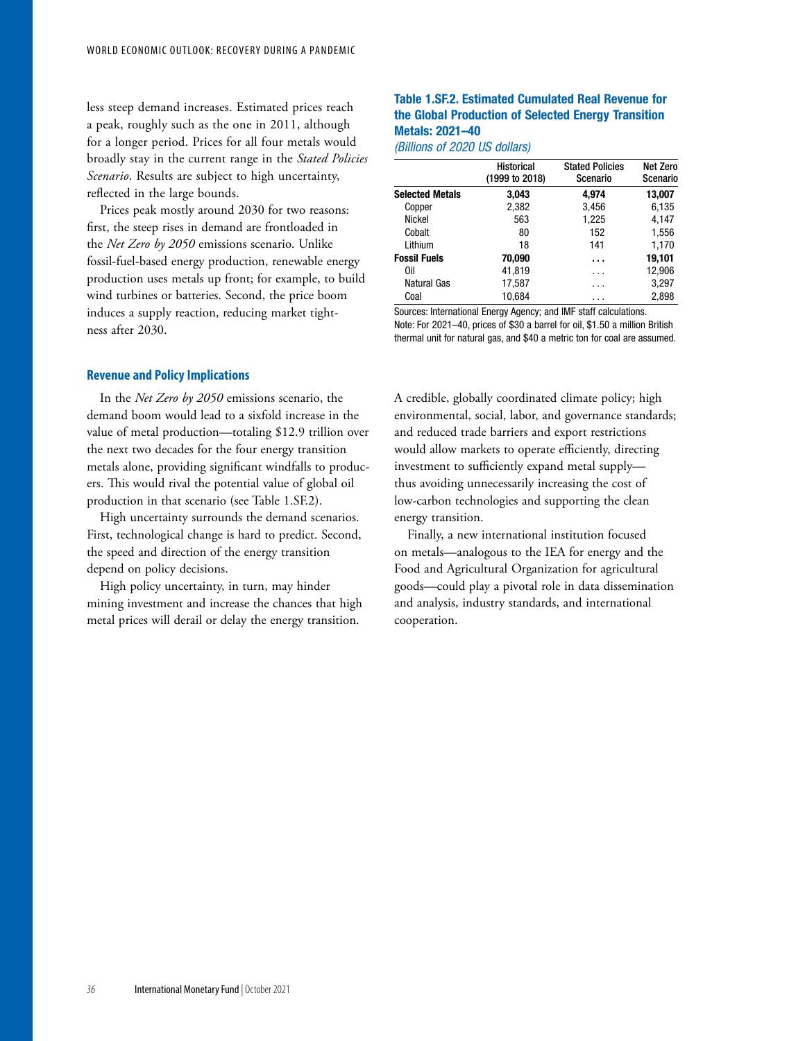less steep demand increases. Estimated prices reach a peak, roughly such as the one in 2011, although for a longer period. Prices for all four metals would broadly stay in the current range in the *Stated Policies Scenario*. Results are subject to high uncertainty, reflected in the large bounds.

Prices peak mostly around 2030 for two reasons: first, the steep rises in demand are frontloaded in the *Net Zero by 2050* emissions scenario. Unlike fossil-fuel-based energy production, renewable energy production uses metals up front; for example, to build wind turbines or batteries. Second, the price boom induces a supply reaction, reducing market tightness after 2030.

### Revenue and Policy Implications

In the *Net Zero by 2050* emissions scenario, the demand boom would lead to a sixfold increase in the value of metal production—totaling $12.9 trillion over the next two decades for the four energy transition metals alone, providing significant windfalls to producers. This would rival the potential value of global oil production in that scenario (see Table 1.SF.2).

High uncertainty surrounds the demand scenarios. First, technological change is hard to predict. Second, the speed and direction of the energy transition depend on policy decisions.

High policy uncertainty, in turn, may hinder mining investment and increase the chances that high metal prices will derail or delay the energy transition.

**Table 1.SF.2. Estimated Cumulated Real Revenue for the Global Production of Selected Energy Transition Metals: 2021–40**

*(Billions of 2020 US dollars)*

| | Historical (1999 to 2018) | Stated Policies Scenario | Net Zero Scenario |
|---|---|---|---|
| **Selected Metals** | **3,043** | **4,974** | **13,007** |
| Copper | 2,382 | 3,456 | 6,135 |
| Nickel | 563 | 1,225 | 4,147 |
| Cobalt | 80 | 152 | 1,556 |
| Lithium | 18 | 141 | 1,170 |
| **Fossil Fuels** | **70,090** | **. . .** | **19,101** |
| Oil | 41,819 | . . . | 12,906 |
| Natural Gas | 17,587 | . . . | 3,297 |
| Coal | 10,684 | . . . | 2,898 |

Sources: International Energy Agency; and IMF staff calculations.
Note: For 2021–40, prices of $30 a barrel for oil, $1.50 a million British thermal unit for natural gas, and $40 a metric ton for coal are assumed.

A credible, globally coordinated climate policy; high environmental, social, labor, and governance standards; and reduced trade barriers and export restrictions would allow markets to operate efficiently, directing investment to sufficiently expand metal supply—thus avoiding unnecessarily increasing the cost of low-carbon technologies and supporting the clean energy transition.

Finally, a new international institution focused on metals—analogous to the IEA for energy and the Food and Agricultural Organization for agricultural goods—could play a pivotal role in data dissemination and analysis, industry standards, and international cooperation.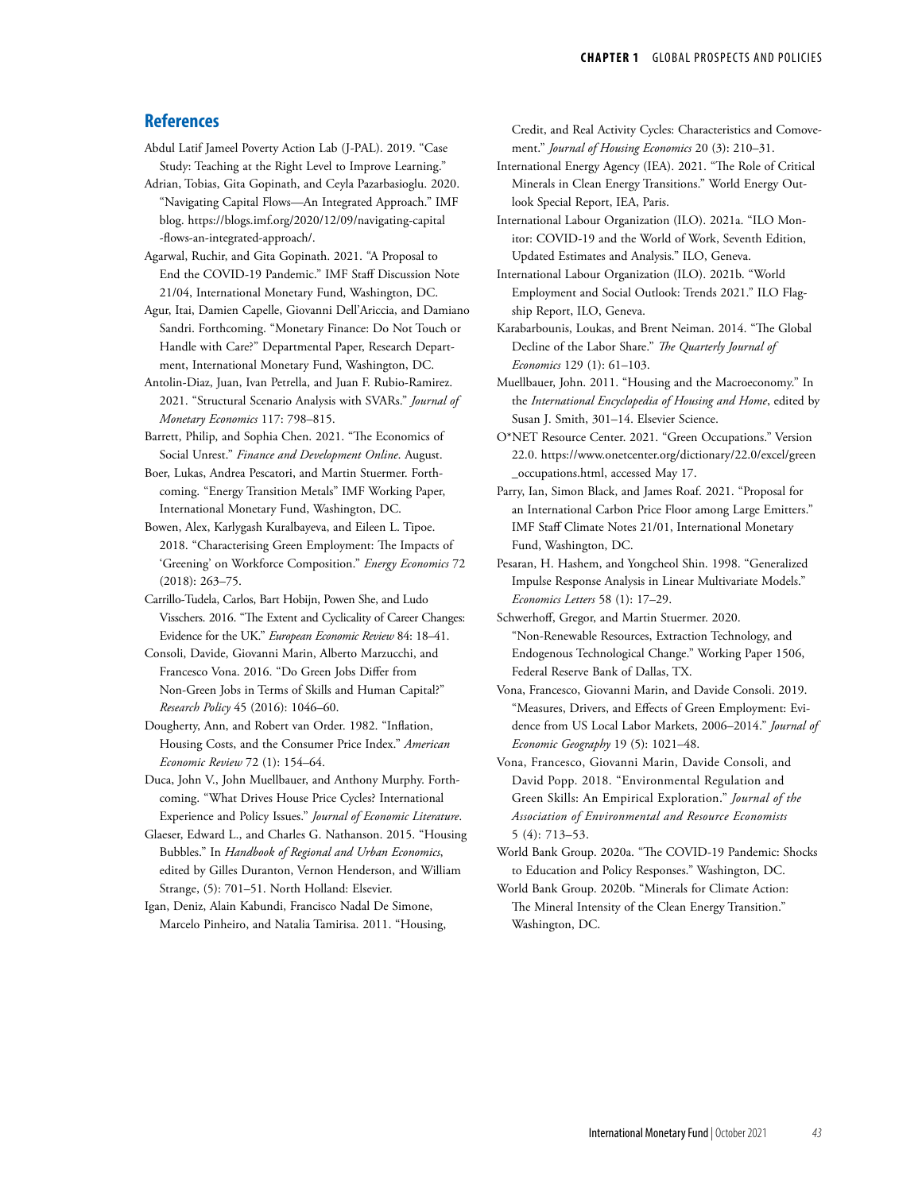## References

Abdul Latif Jameel Poverty Action Lab (J-PAL). 2019. "Case Study: Teaching at the Right Level to Improve Learning."

Adrian, Tobias, Gita Gopinath, and Ceyla Pazarbasioglu. 2020. "Navigating Capital Flows—An Integrated Approach." IMF blog. https://blogs.imf.org/2020/12/09/navigating-capital-flows-an-integrated-approach/.

Agarwal, Ruchir, and Gita Gopinath. 2021. "A Proposal to End the COVID-19 Pandemic." IMF Staff Discussion Note 21/04, International Monetary Fund, Washington, DC.

Agur, Itai, Damien Capelle, Giovanni Dell'Ariccia, and Damiano Sandri. Forthcoming. "Monetary Finance: Do Not Touch or Handle with Care?" Departmental Paper, Research Department, International Monetary Fund, Washington, DC.

Antolin-Diaz, Juan, Ivan Petrella, and Juan F. Rubio-Ramirez. 2021. "Structural Scenario Analysis with SVARs." *Journal of Monetary Economics* 117: 798–815.

Barrett, Philip, and Sophia Chen. 2021. "The Economics of Social Unrest." *Finance and Development Online*. August.

Boer, Lukas, Andrea Pescatori, and Martin Stuermer. Forthcoming. "Energy Transition Metals" IMF Working Paper, International Monetary Fund, Washington, DC.

Bowen, Alex, Karlygash Kuralbayeva, and Eileen L. Tipoe. 2018. "Characterising Green Employment: The Impacts of 'Greening' on Workforce Composition." *Energy Economics* 72 (2018): 263–75.

Carrillo-Tudela, Carlos, Bart Hobijn, Powen She, and Ludo Visschers. 2016. "The Extent and Cyclicality of Career Changes: Evidence for the UK." *European Economic Review* 84: 18–41.

Consoli, Davide, Giovanni Marin, Alberto Marzucchi, and Francesco Vona. 2016. "Do Green Jobs Differ from Non-Green Jobs in Terms of Skills and Human Capital?" *Research Policy* 45 (2016): 1046–60.

Dougherty, Ann, and Robert van Order. 1982. "Inflation, Housing Costs, and the Consumer Price Index." *American Economic Review* 72 (1): 154–64.

Duca, John V., John Muellbauer, and Anthony Murphy. Forthcoming. "What Drives House Price Cycles? International Experience and Policy Issues." *Journal of Economic Literature*.

Glaeser, Edward L., and Charles G. Nathanson. 2015. "Housing Bubbles." In *Handbook of Regional and Urban Economics*, edited by Gilles Duranton, Vernon Henderson, and William Strange, (5): 701–51. North Holland: Elsevier.

Igan, Deniz, Alain Kabundi, Francisco Nadal De Simone, Marcelo Pinheiro, and Natalia Tamirisa. 2011. "Housing, Credit, and Real Activity Cycles: Characteristics and Comovement." *Journal of Housing Economics* 20 (3): 210–31.

International Energy Agency (IEA). 2021. "The Role of Critical Minerals in Clean Energy Transitions." World Energy Outlook Special Report, IEA, Paris.

International Labour Organization (ILO). 2021a. "ILO Monitor: COVID-19 and the World of Work, Seventh Edition, Updated Estimates and Analysis." ILO, Geneva.

International Labour Organization (ILO). 2021b. "World Employment and Social Outlook: Trends 2021." ILO Flagship Report, ILO, Geneva.

Karabarbounis, Loukas, and Brent Neiman. 2014. "The Global Decline of the Labor Share." *The Quarterly Journal of Economics* 129 (1): 61–103.

Muellbauer, John. 2011. "Housing and the Macroeconomy." In the *International Encyclopedia of Housing and Home*, edited by Susan J. Smith, 301–14. Elsevier Science.

O*NET Resource Center. 2021. "Green Occupations." Version 22.0. https://www.onetcenter.org/dictionary/22.0/excel/green_occupations.html, accessed May 17.

Parry, Ian, Simon Black, and James Roaf. 2021. "Proposal for an International Carbon Price Floor among Large Emitters." IMF Staff Climate Notes 21/01, International Monetary Fund, Washington, DC.

Pesaran, H. Hashem, and Yongcheol Shin. 1998. "Generalized Impulse Response Analysis in Linear Multivariate Models." *Economics Letters* 58 (1): 17–29.

Schwerhoff, Gregor, and Martin Stuermer. 2020. "Non-Renewable Resources, Extraction Technology, and Endogenous Technological Change." Working Paper 1506, Federal Reserve Bank of Dallas, TX.

Vona, Francesco, Giovanni Marin, and Davide Consoli. 2019. "Measures, Drivers, and Effects of Green Employment: Evidence from US Local Labor Markets, 2006–2014." *Journal of Economic Geography* 19 (5): 1021–48.

Vona, Francesco, Giovanni Marin, Davide Consoli, and David Popp. 2018. "Environmental Regulation and Green Skills: An Empirical Exploration." *Journal of the Association of Environmental and Resource Economists* 5 (4): 713–53.

World Bank Group. 2020a. "The COVID-19 Pandemic: Shocks to Education and Policy Responses." Washington, DC.

World Bank Group. 2020b. "Minerals for Climate Action: The Mineral Intensity of the Clean Energy Transition." Washington, DC.